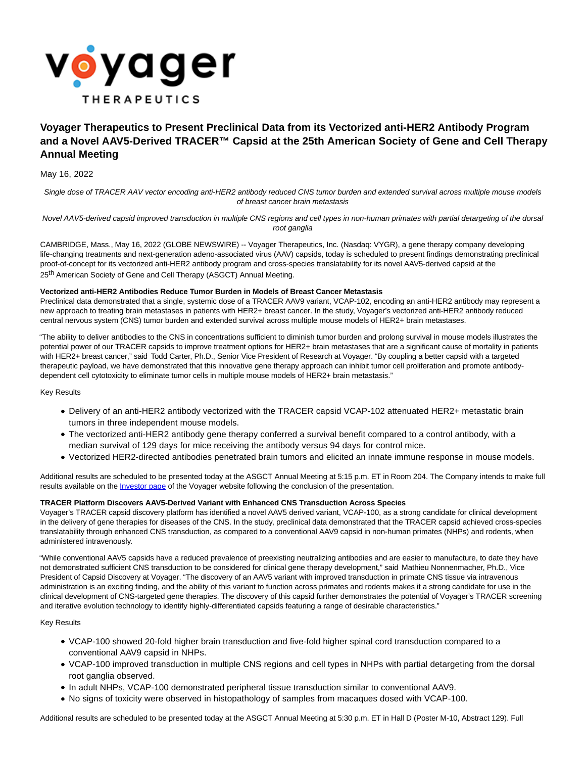# Voyager Therapeutics to Present Preclinical Data from its Vectorized anti-HER2 Antibody Program and a Novel AAV5-Derived TRACER™ Capsid at the 25th American Society of Gene and Cell Therapy Annual Meeting

May 16, 2022

*Single dose of TRACER AAV vector encoding anti-HER2 antibody reduced CNS tumor burden and extended survival across multiple mouse models of breast cancer brain metastasis*

*Novel AAV5-derived capsid improved transduction in multiple CNS regions and cell types in non-human primates with partial detargeting of the dorsal root ganglia*

CAMBRIDGE, Mass., May 16, 2022 (GLOBE NEWSWIRE) -- Voyager Therapeutics, Inc. (Nasdaq: VYGR), a gene therapy company developing life-changing treatments and next-generation adeno-associated virus (AAV) capsids, today is scheduled to present findings demonstrating preclinical proof-of-concept for its vectorized anti-HER2 antibody program and cross-species translatability for its novel AAV5-derived capsid at the 25th American Society of Gene and Cell Therapy (ASGCT) Annual Meeting.

**Vectorized anti-HER2 Antibodies Reduce Tumor Burden in Models of Breast Cancer Metastasis**

Preclinical data demonstrated that a single, systemic dose of a TRACER AAV9 variant, VCAP-102, encoding an anti-HER2 antibody may represent a new approach to treating brain metastases in patients with HER2+ breast cancer. In the study, Voyager's vectorized anti-HER2 antibody reduced central nervous system (CNS) tumor burden and extended survival across multiple mouse models of HER2+ brain metastases.

"The ability to deliver antibodies to the CNS in concentrations sufficient to diminish tumor burden and prolong survival in mouse models illustrates the potential power of our TRACER capsids to improve treatment options for HER2+ brain metastases that are a significant cause of mortality in patients with HER2+ breast cancer," said Todd Carter, Ph.D., Senior Vice President of Research at Voyager. "By coupling a better capsid with a targeted therapeutic payload, we have demonstrated that this innovative gene therapy approach can inhibit tumor cell proliferation and promote antibody-dependent cell cytotoxicity to eliminate tumor cells in multiple mouse models of HER2+ brain metastasis."

Key Results

- Delivery of an anti-HER2 antibody vectorized with the TRACER capsid VCAP-102 attenuated HER2+ metastatic brain tumors in three independent mouse models.
- The vectorized anti-HER2 antibody gene therapy conferred a survival benefit compared to a control antibody, with a median survival of 129 days for mice receiving the antibody versus 94 days for control mice.
- Vectorized HER2-directed antibodies penetrated brain tumors and elicited an innate immune response in mouse models.

Additional results are scheduled to be presented today at the ASGCT Annual Meeting at 5:15 p.m. ET in Room 204. The Company intends to make full results available on the [Investor page](#) of the Voyager website following the conclusion of the presentation.

**TRACER Platform Discovers AAV5-Derived Variant with Enhanced CNS Transduction Across Species**

Voyager's TRACER capsid discovery platform has identified a novel AAV5 derived variant, VCAP-100, as a strong candidate for clinical development in the delivery of gene therapies for diseases of the CNS. In the study, preclinical data demonstrated that the TRACER capsid achieved cross-species translatability through enhanced CNS transduction, as compared to a conventional AAV9 capsid in non-human primates (NHPs) and rodents, when administered intravenously.

"While conventional AAV5 capsids have a reduced prevalence of preexisting neutralizing antibodies and are easier to manufacture, to date they have not demonstrated sufficient CNS transduction to be considered for clinical gene therapy development," said Mathieu Nonnenmacher, Ph.D., Vice President of Capsid Discovery at Voyager. "The discovery of an AAV5 variant with improved transduction in primate CNS tissue via intravenous administration is an exciting finding, and the ability of this variant to function across primates and rodents makes it a strong candidate for use in the clinical development of CNS-targeted gene therapies. The discovery of this capsid further demonstrates the potential of Voyager's TRACER screening and iterative evolution technology to identify highly-differentiated capsids featuring a range of desirable characteristics."

Key Results

- VCAP-100 showed 20-fold higher brain transduction and five-fold higher spinal cord transduction compared to a conventional AAV9 capsid in NHPs.
- VCAP-100 improved transduction in multiple CNS regions and cell types in NHPs with partial detargeting from the dorsal root ganglia observed.
- In adult NHPs, VCAP-100 demonstrated peripheral tissue transduction similar to conventional AAV9.
- No signs of toxicity were observed in histopathology of samples from macaques dosed with VCAP-100.

Additional results are scheduled to be presented today at the ASGCT Annual Meeting at 5:30 p.m. ET in Hall D (Poster M-10, Abstract 129). Full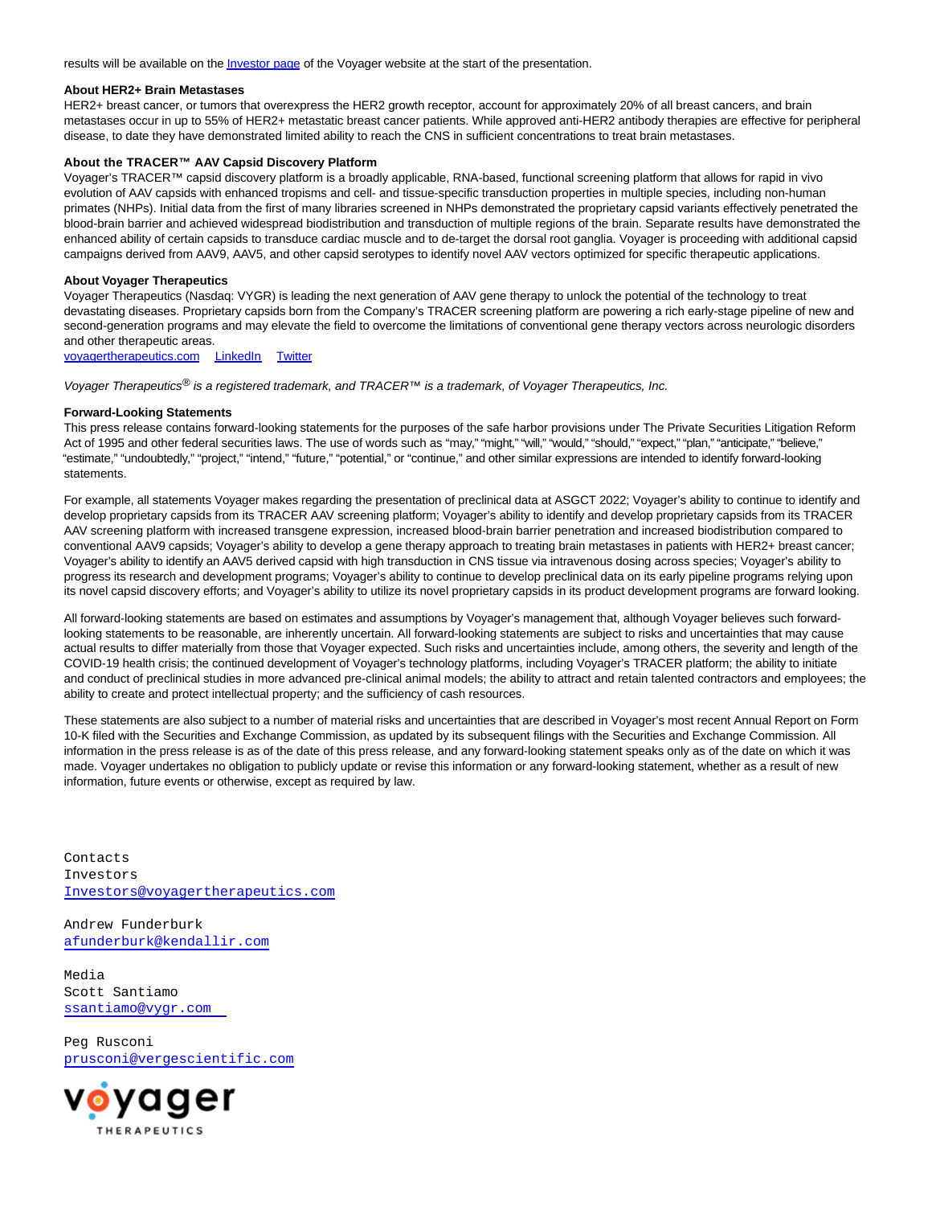results will be available on the [Investor page](#) of the Voyager website at the start of the presentation.

**About HER2+ Brain Metastases**
HER2+ breast cancer, or tumors that overexpress the HER2 growth receptor, account for approximately 20% of all breast cancers, and brain metastases occur in up to 55% of HER2+ metastatic breast cancer patients. While approved anti-HER2 antibody therapies are effective for peripheral disease, to date they have demonstrated limited ability to reach the CNS in sufficient concentrations to treat brain metastases.

**About the TRACER™ AAV Capsid Discovery Platform**
Voyager's TRACER™ capsid discovery platform is a broadly applicable, RNA-based, functional screening platform that allows for rapid in vivo evolution of AAV capsids with enhanced tropisms and cell- and tissue-specific transduction properties in multiple species, including non-human primates (NHPs). Initial data from the first of many libraries screened in NHPs demonstrated the proprietary capsid variants effectively penetrated the blood-brain barrier and achieved widespread biodistribution and transduction of multiple regions of the brain. Separate results have demonstrated the enhanced ability of certain capsids to transduce cardiac muscle and to de-target the dorsal root ganglia. Voyager is proceeding with additional capsid campaigns derived from AAV9, AAV5, and other capsid serotypes to identify novel AAV vectors optimized for specific therapeutic applications.

**About Voyager Therapeutics**
Voyager Therapeutics (Nasdaq: VYGR) is leading the next generation of AAV gene therapy to unlock the potential of the technology to treat devastating diseases. Proprietary capsids born from the Company's TRACER screening platform are powering a rich early-stage pipeline of new and second-generation programs and may elevate the field to overcome the limitations of conventional gene therapy vectors across neurologic disorders and other therapeutic areas.
[voyagertherapeutics.com](#) [LinkedIn](#) [Twitter](#)

*Voyager Therapeutics® is a registered trademark, and TRACER™ is a trademark, of Voyager Therapeutics, Inc.*

**Forward-Looking Statements**
This press release contains forward-looking statements for the purposes of the safe harbor provisions under The Private Securities Litigation Reform Act of 1995 and other federal securities laws. The use of words such as "may," "might," "will," "would," "should," "expect," "plan," "anticipate," "believe," "estimate," "undoubtedly," "project," "intend," "future," "potential," or "continue," and other similar expressions are intended to identify forward-looking statements.

For example, all statements Voyager makes regarding the presentation of preclinical data at ASGCT 2022; Voyager's ability to continue to identify and develop proprietary capsids from its TRACER AAV screening platform; Voyager's ability to identify and develop proprietary capsids from its TRACER AAV screening platform with increased transgene expression, increased blood-brain barrier penetration and increased biodistribution compared to conventional AAV9 capsids; Voyager's ability to develop a gene therapy approach to treating brain metastases in patients with HER2+ breast cancer; Voyager's ability to identify an AAV5 derived capsid with high transduction in CNS tissue via intravenous dosing across species; Voyager's ability to progress its research and development programs; Voyager's ability to continue to develop preclinical data on its early pipeline programs relying upon its novel capsid discovery efforts; and Voyager's ability to utilize its novel proprietary capsids in its product development programs are forward looking.

All forward-looking statements are based on estimates and assumptions by Voyager's management that, although Voyager believes such forward-looking statements to be reasonable, are inherently uncertain. All forward-looking statements are subject to risks and uncertainties that may cause actual results to differ materially from those that Voyager expected. Such risks and uncertainties include, among others, the severity and length of the COVID-19 health crisis; the continued development of Voyager's technology platforms, including Voyager's TRACER platform; the ability to initiate and conduct of preclinical studies in more advanced pre-clinical animal models; the ability to attract and retain talented contractors and employees; the ability to create and protect intellectual property; and the sufficiency of cash resources.

These statements are also subject to a number of material risks and uncertainties that are described in Voyager's most recent Annual Report on Form 10-K filed with the Securities and Exchange Commission, as updated by its subsequent filings with the Securities and Exchange Commission. All information in the press release is as of the date of this press release, and any forward-looking statement speaks only as of the date on which it was made. Voyager undertakes no obligation to publicly update or revise this information or any forward-looking statement, whether as a result of new information, future events or otherwise, except as required by law.

Contacts
Investors
Investors@voyagertherapeutics.com

Andrew Funderburk
afunderburk@kendallir.com

Media
Scott Santiamo
ssantiamo@vygr.com

Peg Rusconi
prusconi@vergescientific.com

voyager
THERAPEUTICS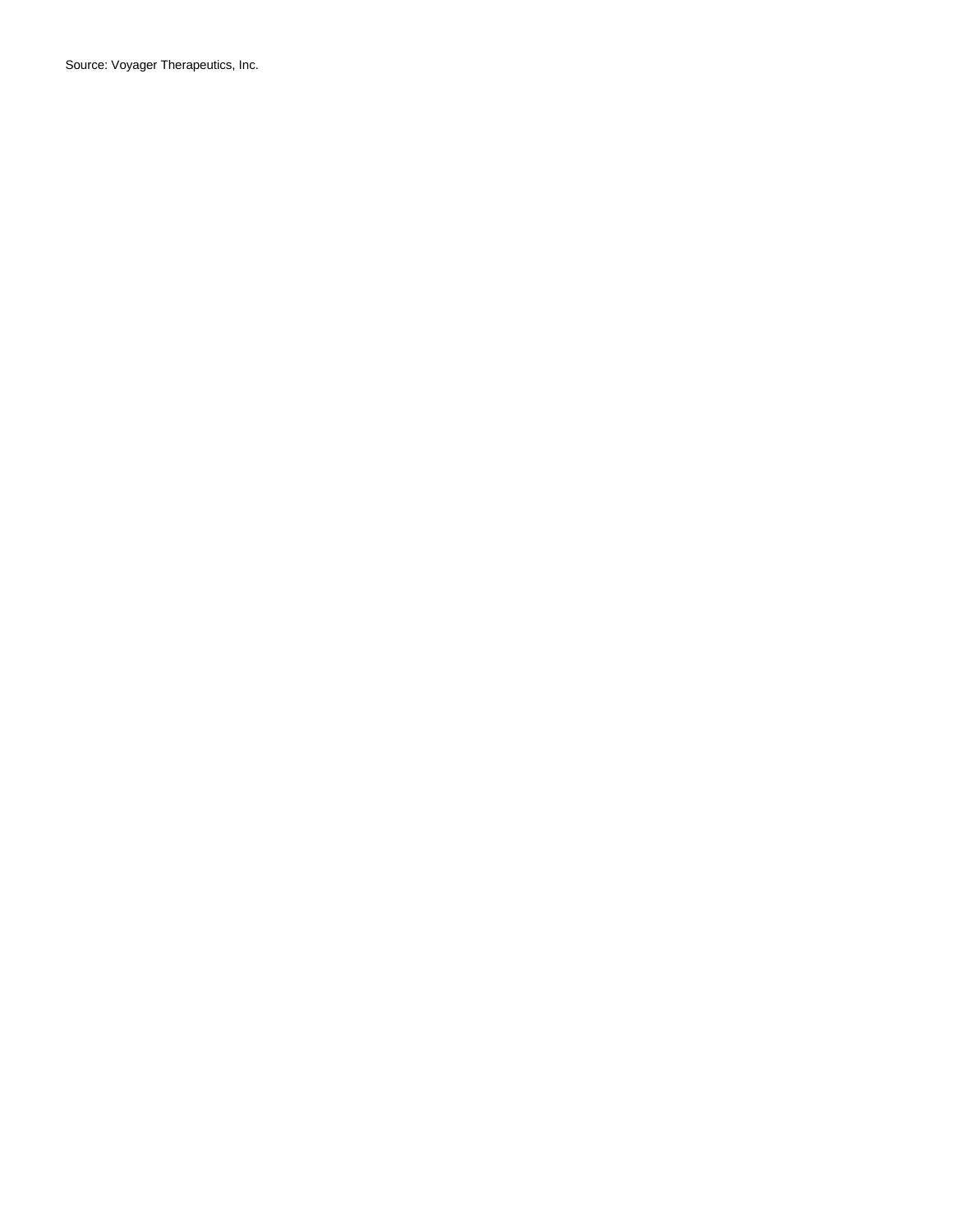Source: Voyager Therapeutics, Inc.